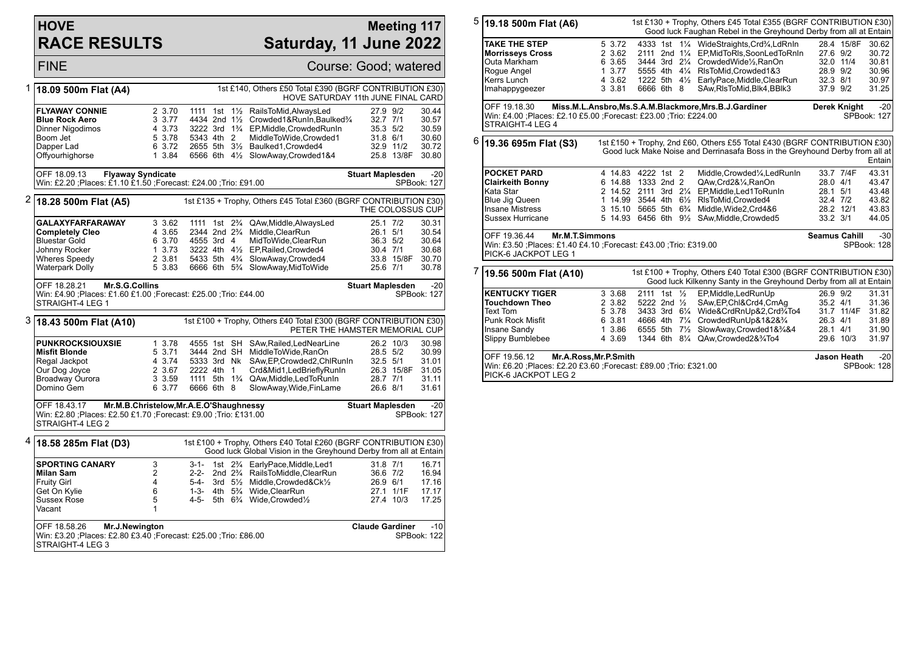# HOVE RACE RESULTS

## Meeting 117 Saturday, 11 June 2022

FINE — Course: Good; watered

### 1 — 18.09 500m Flat (A4)

1st £140, Others £50 Total £390 (BGRF CONTRIBUTION £30)
HOVE SATURDAY 11th JUNE FINAL CARD

| Greyhound | Trap | Sect | Bends | Pos | Dist | Comment | Wt | SP | Time |
|---|---|---|---|---|---|---|---|---|---|
| **FLYAWAY CONNIE** | 2 | 3.70 | 1111 | 1st | 1½ | RailsToMid,AlwaysLed | 27.9 | 9/2 | 30.44 |
| **Blue Rock Aero** | 3 | 3.77 | 4434 | 2nd | 1½ | Crowded1&RunIn,Baulked¾ | 32.7 | 7/1 | 30.57 |
| Dinner Nigodimos | 4 | 3.73 | 3222 | 3rd | 1¾ | EP,Middle,CrowdedRunIn | 35.3 | 5/2 | 30.59 |
| Boom Jet | 5 | 3.78 | 5343 | 4th | 2 | MiddleToWide,Crowded1 | 31.8 | 6/1 | 30.60 |
| Dapper Lad | 6 | 3.72 | 2655 | 5th | 3½ | Baulked1,Crowded4 | 32.9 | 11/2 | 30.72 |
| Offyourhighorse | 1 | 3.84 | 6566 | 6th | 4½ | SlowAway,Crowded1&4 | 25.8 | 13/8F | 30.80 |

OFF 18.09.13 **Flyaway Syndicate** — **Stuart Maplesden** -20
Win: £2.20 ;Places: £1.10 £1.50 ;Forecast: £24.00 ;Trio: £91.00 — SPBook: 127

### 2 — 18.28 500m Flat (A5)

1st £135 + Trophy, Others £45 Total £360 (BGRF CONTRIBUTION £30)
THE COLOSSUS CUP

| Greyhound | Trap | Sect | Bends | Pos | Dist | Comment | Wt | SP | Time |
|---|---|---|---|---|---|---|---|---|---|
| **GALAXYFARFARAWAY** | 3 | 3.62 | 1111 | 1st | 2¾ | QAw,Middle,AlwaysLed | 25.1 | 7/2 | 30.31 |
| **Completely Cleo** | 4 | 3.65 | 2344 | 2nd | 2¾ | Middle,ClearRun | 26.1 | 5/1 | 30.54 |
| Bluestar Gold | 6 | 3.70 | 4555 | 3rd | 4 | MidToWide,ClearRun | 36.3 | 5/2 | 30.64 |
| Johnny Rocker | 1 | 3.73 | 3222 | 4th | 4½ | EP,Railed,Crowded4 | 30.4 | 7/1 | 30.68 |
| Wheres Speedy | 2 | 3.81 | 5433 | 5th | 4¾ | SlowAway,Crowded4 | 33.8 | 15/8F | 30.70 |
| Waterpark Dolly | 5 | 3.83 | 6666 | 6th | 5¾ | SlowAway,MidToWide | 25.6 | 7/1 | 30.78 |

OFF 18.28.21 **Mr.S.G.Collins** — **Stuart Maplesden** -20
Win: £4.90 ;Places: £1.60 £1.00 ;Forecast: £25.00 ;Trio: £44.00 — SPBook: 127
STRAIGHT-4 LEG 1

### 3 — 18.43 500m Flat (A10)

1st £100 + Trophy, Others £40 Total £300 (BGRF CONTRIBUTION £30)
PETER THE HAMSTER MEMORIAL CUP

| Greyhound | Trap | Sect | Bends | Pos | Dist | Comment | Wt | SP | Time |
|---|---|---|---|---|---|---|---|---|---|
| **PUNKROCKSIOUXSIE** | 1 | 3.78 | 4555 | 1st | SH | SAw,Railed,LedNearLine | 26.2 | 10/3 | 30.98 |
| **Misfit Blonde** | 5 | 3.71 | 3444 | 2nd | SH | MiddleToWide,RanOn | 28.5 | 5/2 | 30.99 |
| Regal Jackpot | 4 | 3.74 | 5333 | 3rd | Nk | SAw,EP,Crowded2,ChlRunIn | 32.5 | 5/1 | 31.01 |
| Our Dog Joyce | 2 | 3.67 | 2222 | 4th | 1 | Crd&Mid1,LedBrieflyRunIn | 26.3 | 15/8F | 31.05 |
| Broadway Ourora | 3 | 3.59 | 1111 | 5th | 1¾ | QAw,Middle,LedToRunIn | 28.7 | 7/1 | 31.11 |
| Domino Gem | 6 | 3.77 | 6666 | 6th | 8 | SlowAway,Wide,FinLame | 26.6 | 8/1 | 31.61 |

OFF 18.43.17 **Mr.M.B.Christelow,Mr.A.E.O'Shaughnessy** — **Stuart Maplesden** -20
Win: £2.80 ;Places: £2.50 £1.70 ;Forecast: £9.00 ;Trio: £131.00 — SPBook: 127
STRAIGHT-4 LEG 2

### 4 — 18.58 285m Flat (D3)

1st £100 + Trophy, Others £40 Total £260 (BGRF CONTRIBUTION £30)
Good luck Global Vision in the Greyhound Derby from all at Entain

| Greyhound | Trap | Sect | Bends | Pos | Dist | Comment | Wt | SP | Time |
|---|---|---|---|---|---|---|---|---|---|
| **SPORTING CANARY** | 3 | | 3-1- | 1st | 2¾ | EarlyPace,Middle,Led1 | 31.8 | 7/1 | 16.71 |
| **Milan Sam** | 2 | | 2-2- | 2nd | 2¾ | RailsToMiddle,ClearRun | 36.6 | 7/2 | 16.94 |
| Fruity Girl | 4 | | 5-4- | 3rd | 5½ | Middle,Crowded&Ck½ | 26.9 | 6/1 | 17.16 |
| Get On Kylie | 6 | | 1-3- | 4th | 5¾ | Wide,ClearRun | 27.1 | 1/1F | 17.17 |
| Sussex Rose | 5 | | 4-5- | 5th | 6¾ | Wide,Crowded½ | 27.4 | 10/3 | 17.25 |
| Vacant | 1 | | | | | | | | |

OFF 18.58.26 **Mr.J.Newington** — **Claude Gardiner** -10
Win: £3.20 ;Places: £2.80 £3.40 ;Forecast: £25.00 ;Trio: £86.00 — SPBook: 122
STRAIGHT-4 LEG 3

### 5 — 19.18 500m Flat (A6)

1st £130 + Trophy, Others £45 Total £355 (BGRF CONTRIBUTION £30)
Good luck Faughan Rebel in the Greyhound Derby from all at Entain

| Greyhound | Trap | Sect | Bends | Pos | Dist | Comment | Wt | SP | Time |
|---|---|---|---|---|---|---|---|---|---|
| **TAKE THE STEP** | 5 | 3.72 | 4333 | 1st | 1¼ | WideStraights,Crd¾,LdRnIn | 28.4 | 15/8F | 30.62 |
| **Morrisseys Cross** | 2 | 3.62 | 2111 | 2nd | 1¼ | EP,MidToRls,SoonLedToRnIn | 27.6 | 9/2 | 30.72 |
| Outa Markham | 6 | 3.65 | 3444 | 3rd | 2¼ | CrowdedWide½,RanOn | 32.0 | 11/4 | 30.81 |
| Rogue Angel | 1 | 3.77 | 5555 | 4th | 4¼ | RlsToMid,Crowded1&3 | 28.9 | 9/2 | 30.96 |
| Kerrs Lunch | 4 | 3.62 | 1222 | 5th | 4½ | EarlyPace,Middle,ClearRun | 32.3 | 8/1 | 30.97 |
| Imahappygeezer | 3 | 3.81 | 6666 | 6th | 8 | SAw,RlsToMid,Blk4,BBlk3 | 37.9 | 9/2 | 31.25 |

OFF 19.18.30 **Miss.M.L.Ansbro,Ms.S.A.M.Blackmore,Mrs.B.J.Gardiner** — **Derek Knight** -20
Win: £4.00 ;Places: £2.10 £5.00 ;Forecast: £23.00 ;Trio: £224.00 — SPBook: 127
STRAIGHT-4 LEG 4

### 6 — 19.36 695m Flat (S3)

1st £150 + Trophy, 2nd £60, Others £55 Total £430 (BGRF CONTRIBUTION £30)
Good luck Make Noise and Derrinasafa Boss in the Greyhound Derby from all at Entain

| Greyhound | Trap | Sect | Bends | Pos | Dist | Comment | Wt | SP | Time |
|---|---|---|---|---|---|---|---|---|---|
| **POCKET PARD** | 4 | 14.83 | 4222 | 1st | 2 | Middle,Crowded¼,LedRunIn | 33.7 | 7/4F | 43.31 |
| **Clairkeith Bonny** | 6 | 14.88 | 1333 | 2nd | 2 | QAw,Crd2&¼,RanOn | 28.0 | 4/1 | 43.47 |
| Kata Star | 2 | 14.52 | 2111 | 3rd | 2¼ | EP,Middle,Led1ToRunIn | 28.1 | 5/1 | 43.48 |
| Blue Jig Queen | 1 | 14.99 | 3544 | 4th | 6½ | RlsToMid,Crowded4 | 32.4 | 7/2 | 43.82 |
| Insane Mistress | 3 | 15.10 | 5665 | 5th | 6¾ | Middle,Wide2,Crd4&6 | 28.2 | 12/1 | 43.83 |
| Sussex Hurricane | 5 | 14.93 | 6456 | 6th | 9½ | SAw,Middle,Crowded5 | 33.2 | 3/1 | 44.05 |

OFF 19.36.44 **Mr.M.T.Simmons** — **Seamus Cahill** -30
Win: £3.50 ;Places: £1.40 £4.10 ;Forecast: £43.00 ;Trio: £319.00 — SPBook: 128
PICK-6 JACKPOT LEG 1

### 7 — 19.56 500m Flat (A10)

1st £100 + Trophy, Others £40 Total £300 (BGRF CONTRIBUTION £30)
Good luck Kilkenny Santy in the Greyhound Derby from all at Entain

| Greyhound | Trap | Sect | Bends | Pos | Dist | Comment | Wt | SP | Time |
|---|---|---|---|---|---|---|---|---|---|
| **KENTUCKY TIGER** | 3 | 3.68 | 2111 | 1st | ½ | EP,Middle,LedRunUp | 26.9 | 9/2 | 31.31 |
| **Touchdown Theo** | 2 | 3.82 | 5222 | 2nd | ½ | SAw,EP,Chl&Crd4,CmAg | 35.2 | 4/1 | 31.36 |
| Text Tom | 5 | 3.78 | 3433 | 3rd | 6¼ | Wide&CrdRnUp&2,Crd¾To4 | 31.7 | 11/4F | 31.82 |
| Punk Rock Misfit | 6 | 3.81 | 4666 | 4th | 7¼ | CrowdedRunUp&1&2&¾ | 26.3 | 4/1 | 31.89 |
| Insane Sandy | 1 | 3.86 | 6555 | 5th | 7½ | SlowAway,Crowded1&¾&4 | 28.1 | 4/1 | 31.90 |
| Slippy Bumblebee | 4 | 3.69 | 1344 | 6th | 8¼ | QAw,Crowded2&¾To4 | 29.6 | 10/3 | 31.97 |

OFF 19.56.12 **Mr.A.Ross,Mr.P.Smith** — **Jason Heath** -20
Win: £6.20 ;Places: £2.20 £3.60 ;Forecast: £89.00 ;Trio: £321.00 — SPBook: 128
PICK-6 JACKPOT LEG 2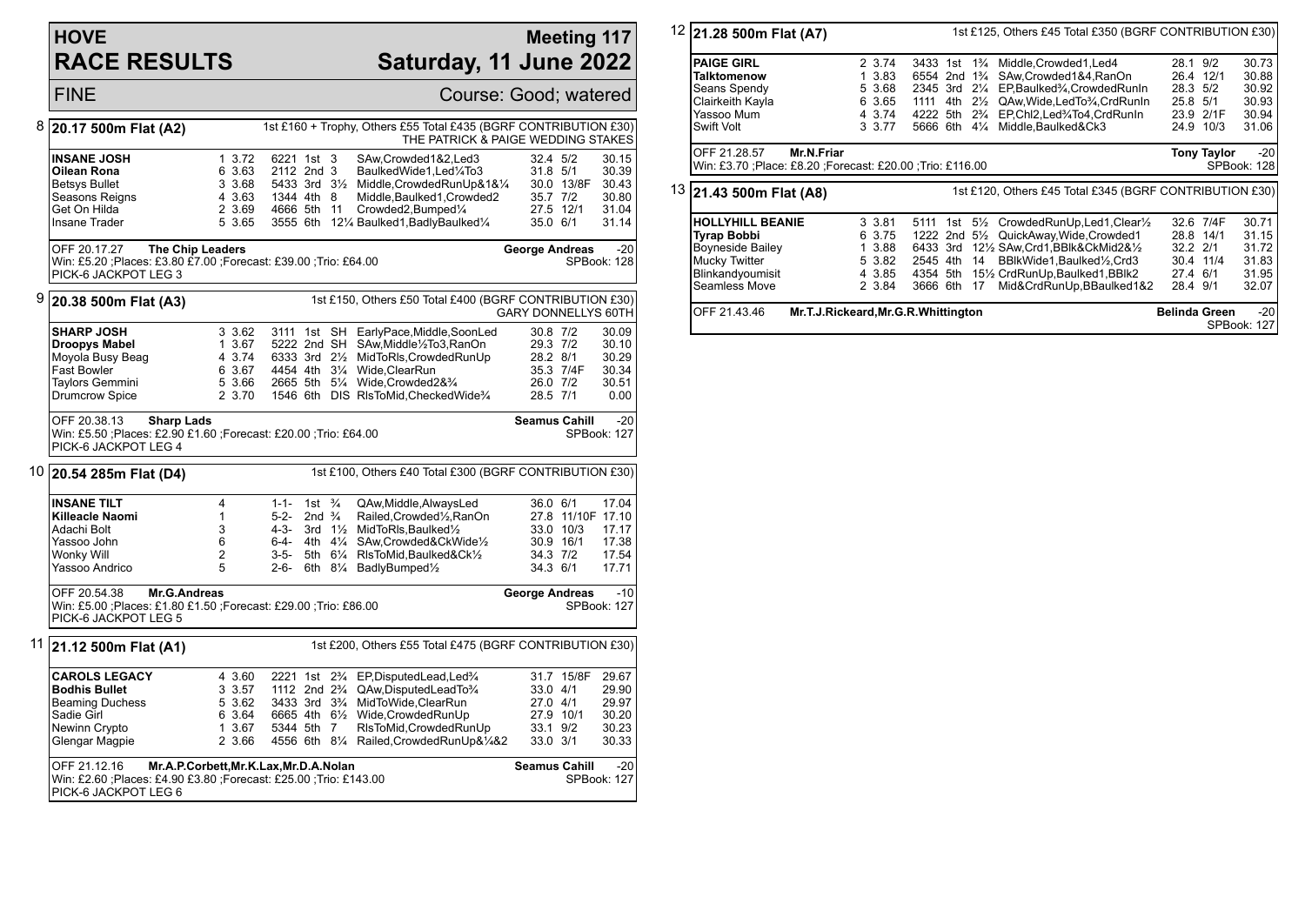# HOVE RACE RESULTS

## Meeting 117 Saturday, 11 June 2022

FINE — Course: Good; watered

### 8 20.17 500m Flat (A2)

1st £160 + Trophy, Others £55 Total £435 (BGRF CONTRIBUTION £30) THE PATRICK & PAIGE WEDDING STAKES

| | | | | | | | | | |
|---|---|---|---|---|---|---|---|---|---|
| **INSANE JOSH** | 1 | 3.72 | 6221 | 1st | 3 | SAw,Crowded1&2,Led3 | 32.4 | 5/2 | 30.15 |
| **Oilean Rona** | 6 | 3.63 | 2112 | 2nd | 3 | BaulkedWide1,Led¼To3 | 31.8 | 5/1 | 30.39 |
| Betsys Bullet | 3 | 3.68 | 5433 | 3rd | 3½ | Middle,CrowdedRunUp&1&¼ | 30.0 | 13/8F | 30.43 |
| Seasons Reigns | 4 | 3.63 | 1344 | 4th | 8 | Middle,Baulked1,Crowded2 | 35.7 | 7/2 | 30.80 |
| Get On Hilda | 2 | 3.69 | 4666 | 5th | 11 | Crowded2,Bumped¼ | 27.5 | 12/1 | 31.04 |
| Insane Trader | 5 | 3.65 | 3555 | 6th | 12¼ | Baulked1,BadlyBaulked¼ | 35.0 | 6/1 | 31.14 |

OFF 20.17.27 **The Chip Leaders** — **George Andreas** -20
Win: £5.20 ;Places: £3.80 £7.00 ;Forecast: £39.00 ;Trio: £64.00 — SPBook: 128
PICK-6 JACKPOT LEG 3

### 9 20.38 500m Flat (A3)

1st £150, Others £50 Total £400 (BGRF CONTRIBUTION £30) GARY DONNELLYS 60TH

| | | | | | | | | | |
|---|---|---|---|---|---|---|---|---|---|
| **SHARP JOSH** | 3 | 3.62 | 3111 | 1st | SH | EarlyPace,Middle,SoonLed | 30.8 | 7/2 | 30.09 |
| **Droopys Mabel** | 1 | 3.67 | 5222 | 2nd | SH | SAw,Middle½To3,RanOn | 29.3 | 7/2 | 30.10 |
| Moyola Busy Beag | 4 | 3.74 | 6333 | 3rd | 2½ | MidToRls,CrowdedRunUp | 28.2 | 8/1 | 30.29 |
| Fast Bowler | 6 | 3.67 | 4454 | 4th | 3¼ | Wide,ClearRun | 35.3 | 7/4F | 30.34 |
| Taylors Gemmini | 5 | 3.66 | 2665 | 5th | 5¼ | Wide,Crowded2&¾ | 26.0 | 7/2 | 30.51 |
| Drumcrow Spice | 2 | 3.70 | 1546 | 6th | DIS | RlsToMid,CheckedWide¾ | 28.5 | 7/1 | 0.00 |

OFF 20.38.13 **Sharp Lads** — **Seamus Cahill** -20
Win: £5.50 ;Places: £2.90 £1.60 ;Forecast: £20.00 ;Trio: £64.00 — SPBook: 127
PICK-6 JACKPOT LEG 4

### 10 20.54 285m Flat (D4)

1st £100, Others £40 Total £300 (BGRF CONTRIBUTION £30)

| | | | | | | | | | |
|---|---|---|---|---|---|---|---|---|---|
| **INSANE TILT** | 4 | | 1-1- | 1st | ¾ | QAw,Middle,AlwaysLed | 36.0 | 6/1 | 17.04 |
| **Killeacle Naomi** | 1 | | 5-2- | 2nd | ¾ | Railed,Crowded½,RanOn | 27.8 | 11/10F | 17.10 |
| Adachi Bolt | 3 | | 4-3- | 3rd | 1½ | MidToRls,Baulked½ | 33.0 | 10/3 | 17.17 |
| Yassoo John | 6 | | 6-4- | 4th | 4¼ | SAw,Crowded&CkWide½ | 30.9 | 16/1 | 17.38 |
| Wonky Will | 2 | | 3-5- | 5th | 6¼ | RlsToMid,Baulked&Ck½ | 34.3 | 7/2 | 17.54 |
| Yassoo Andrico | 5 | | 2-6- | 6th | 8¼ | BadlyBumped½ | 34.3 | 6/1 | 17.71 |

OFF 20.54.38 **Mr.G.Andreas** — **George Andreas** -10
Win: £5.00 ;Places: £1.80 £1.50 ;Forecast: £29.00 ;Trio: £86.00 — SPBook: 127
PICK-6 JACKPOT LEG 5

### 11 21.12 500m Flat (A1)

1st £200, Others £55 Total £475 (BGRF CONTRIBUTION £30)

| | | | | | | | | | |
|---|---|---|---|---|---|---|---|---|---|
| **CAROLS LEGACY** | 4 | 3.60 | 2221 | 1st | 2¾ | EP,DisputedLead,Led¾ | 31.7 | 15/8F | 29.67 |
| **Bodhis Bullet** | 3 | 3.57 | 1112 | 2nd | 2¾ | QAw,DisputedLeadTo¾ | 33.0 | 4/1 | 29.90 |
| Beaming Duchess | 5 | 3.62 | 3433 | 3rd | 3¾ | MidToWide,ClearRun | 27.0 | 4/1 | 29.97 |
| Sadie Girl | 6 | 3.64 | 6665 | 4th | 6½ | Wide,CrowdedRunUp | 27.9 | 10/1 | 30.20 |
| Newinn Crypto | 1 | 3.67 | 5344 | 5th | 7 | RlsToMid,CrowdedRunUp | 33.1 | 9/2 | 30.23 |
| Glengar Magpie | 2 | 3.66 | 4556 | 6th | 8¼ | Railed,CrowdedRunUp&¼&2 | 33.0 | 3/1 | 30.33 |

OFF 21.12.16 **Mr.A.P.Corbett,Mr.K.Lax,Mr.D.A.Nolan** — **Seamus Cahill** -20
Win: £2.60 ;Places: £4.90 £3.80 ;Forecast: £25.00 ;Trio: £143.00 — SPBook: 127
PICK-6 JACKPOT LEG 6

### 12 21.28 500m Flat (A7)

1st £125, Others £45 Total £350 (BGRF CONTRIBUTION £30)

| | | | | | | | | | |
|---|---|---|---|---|---|---|---|---|---|
| **PAIGE GIRL** | 2 | 3.74 | 3433 | 1st | 1¾ | Middle,Crowded1,Led4 | 28.1 | 9/2 | 30.73 |
| **Talktomenow** | 1 | 3.83 | 6554 | 2nd | 1¾ | SAw,Crowded1&4,RanOn | 26.4 | 12/1 | 30.88 |
| Seans Spendy | 5 | 3.68 | 2345 | 3rd | 2¼ | EP,Baulked¾,CrowdedRunIn | 28.3 | 5/2 | 30.92 |
| Clairkeith Kayla | 6 | 3.65 | 1111 | 4th | 2½ | QAw,Wide,LedTo¾,CrdRunIn | 25.8 | 5/1 | 30.93 |
| Yassoo Mum | 4 | 3.74 | 4222 | 5th | 2¾ | EP,Chl2,Led¾To4,CrdRunIn | 23.9 | 2/1F | 30.94 |
| Swift Volt | 3 | 3.77 | 5666 | 6th | 4¼ | Middle,Baulked&Ck3 | 24.9 | 10/3 | 31.06 |

OFF 21.28.57 **Mr.N.Friar** — **Tony Taylor** -20
Win: £3.70 ;Place: £8.20 ;Forecast: £20.00 ;Trio: £116.00 — SPBook: 128

### 13 21.43 500m Flat (A8)

1st £120, Others £45 Total £345 (BGRF CONTRIBUTION £30)

| | | | | | | | | | |
|---|---|---|---|---|---|---|---|---|---|
| **HOLLYHILL BEANIE** | 3 | 3.81 | 5111 | 1st | 5½ | CrowdedRunUp,Led1,Clear½ | 32.6 | 7/4F | 30.71 |
| **Tyrap Bobbi** | 6 | 3.75 | 1222 | 2nd | 5½ | QuickAway,Wide,Crowded1 | 28.8 | 14/1 | 31.15 |
| Boyneside Bailey | 1 | 3.88 | 6433 | 3rd | 12½ | SAw,Crd1,BBlk&CkMid2&½ | 32.2 | 2/1 | 31.72 |
| Mucky Twitter | 5 | 3.82 | 2545 | 4th | 14 | BBlkWide1,Baulked½,Crd3 | 30.4 | 11/4 | 31.83 |
| Blinkandyoumisit | 4 | 3.85 | 4354 | 5th | 15½ | CrdRunUp,Baulked1,BBlk2 | 27.4 | 6/1 | 31.95 |
| Seamless Move | 2 | 3.84 | 3666 | 6th | 17 | Mid&CrdRunUp,BBaulked1&2 | 28.4 | 9/1 | 32.07 |

OFF 21.43.46 **Mr.T.J.Rickeard,Mr.G.R.Whittington** — **Belinda Green** -20
SPBook: 127